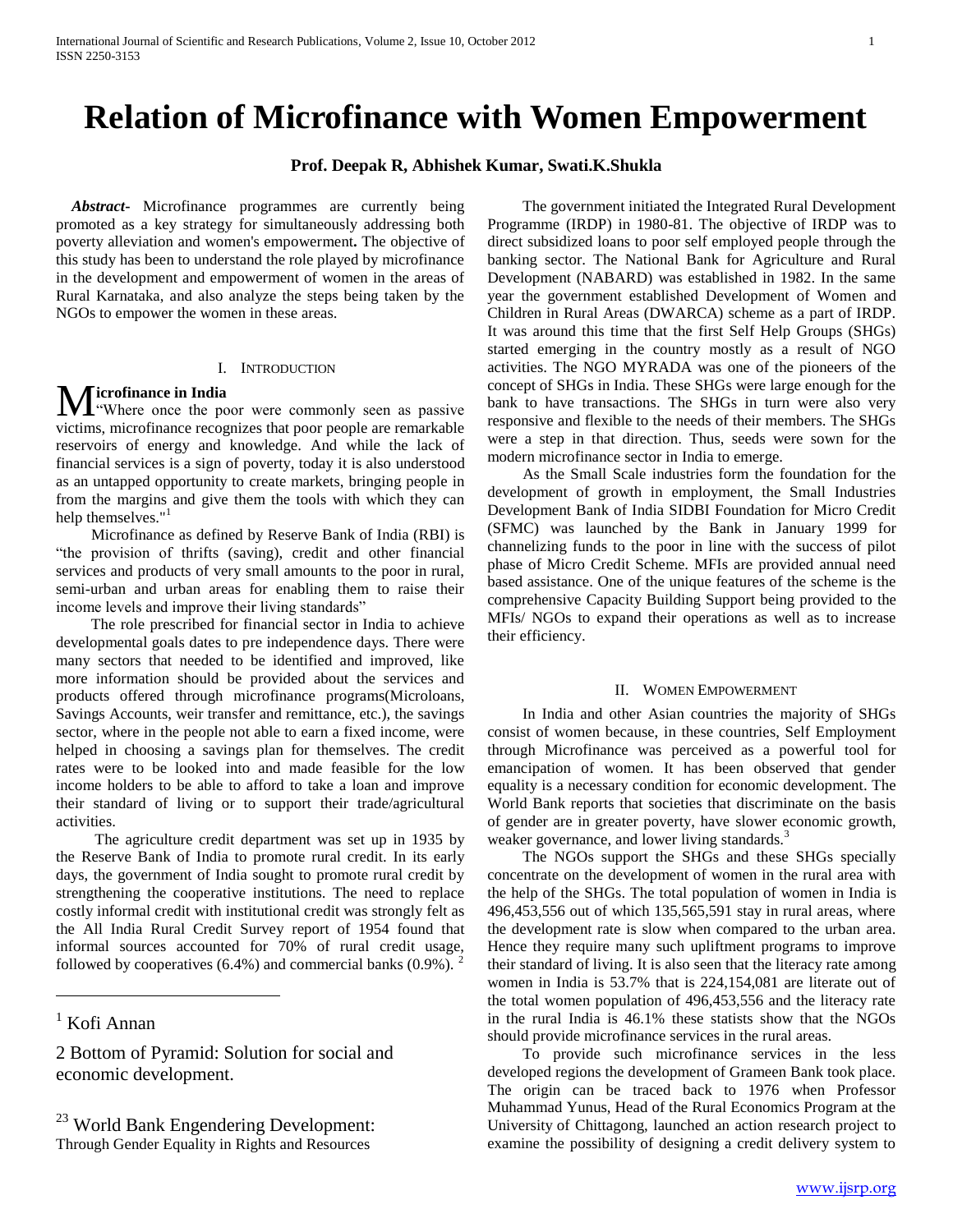# Relation of Microfinance with Women Empowerment

**Prof. Deepak R, Abhishek Kumar, Swati.K.Shukla**

***Abstract*-** Microfinance programmes are currently being promoted as a key strategy for simultaneously addressing both poverty alleviation and women's empowerment**.** The objective of this study has been to understand the role played by microfinance in the development and empowerment of women in the areas of Rural Karnataka, and also analyze the steps being taken by the NGOs to empower the women in these areas.

## I. Introduction

### Microfinance in India

"Where once the poor were commonly seen as passive victims, microfinance recognizes that poor people are remarkable reservoirs of energy and knowledge. And while the lack of financial services is a sign of poverty, today it is also understood as an untapped opportunity to create markets, bringing people in from the margins and give them the tools with which they can help themselves."[1]

Microfinance as defined by Reserve Bank of India (RBI) is "the provision of thrifts (saving), credit and other financial services and products of very small amounts to the poor in rural, semi-urban and urban areas for enabling them to raise their income levels and improve their living standards"

The role prescribed for financial sector in India to achieve developmental goals dates to pre independence days. There were many sectors that needed to be identified and improved, like more information should be provided about the services and products offered through microfinance programs(Microloans, Savings Accounts, weir transfer and remittance, etc.), the savings sector, where in the people not able to earn a fixed income, were helped in choosing a savings plan for themselves. The credit rates were to be looked into and made feasible for the low income holders to be able to afford to take a loan and improve their standard of living or to support their trade/agricultural activities.

The agriculture credit department was set up in 1935 by the Reserve Bank of India to promote rural credit. In its early days, the government of India sought to promote rural credit by strengthening the cooperative institutions. The need to replace costly informal credit with institutional credit was strongly felt as the All India Rural Credit Survey report of 1954 found that informal sources accounted for 70% of rural credit usage, followed by cooperatives (6.4%) and commercial banks (0.9%). [2]

The government initiated the Integrated Rural Development Programme (IRDP) in 1980-81. The objective of IRDP was to direct subsidized loans to poor self employed people through the banking sector. The National Bank for Agriculture and Rural Development (NABARD) was established in 1982. In the same year the government established Development of Women and Children in Rural Areas (DWARCA) scheme as a part of IRDP. It was around this time that the first Self Help Groups (SHGs) started emerging in the country mostly as a result of NGO activities. The NGO MYRADA was one of the pioneers of the concept of SHGs in India. These SHGs were large enough for the bank to have transactions. The SHGs in turn were also very responsive and flexible to the needs of their members. The SHGs were a step in that direction. Thus, seeds were sown for the modern microfinance sector in India to emerge.

As the Small Scale industries form the foundation for the development of growth in employment, the Small Industries Development Bank of India SIDBI Foundation for Micro Credit (SFMC) was launched by the Bank in January 1999 for channelizing funds to the poor in line with the success of pilot phase of Micro Credit Scheme. MFIs are provided annual need based assistance. One of the unique features of the scheme is the comprehensive Capacity Building Support being provided to the MFIs/ NGOs to expand their operations as well as to increase their efficiency.

## II. Women Empowerment

In India and other Asian countries the majority of SHGs consist of women because, in these countries, Self Employment through Microfinance was perceived as a powerful tool for emancipation of women. It has been observed that gender equality is a necessary condition for economic development. The World Bank reports that societies that discriminate on the basis of gender are in greater poverty, have slower economic growth, weaker governance, and lower living standards.[3]

The NGOs support the SHGs and these SHGs specially concentrate on the development of women in the rural area with the help of the SHGs. The total population of women in India is 496,453,556 out of which 135,565,591 stay in rural areas, where the development rate is slow when compared to the urban area. Hence they require many such upliftment programs to improve their standard of living. It is also seen that the literacy rate among women in India is 53.7% that is 224,154,081 are literate out of the total women population of 496,453,556 and the literacy rate in the rural India is 46.1% these statists show that the NGOs should provide microfinance services in the rural areas.

To provide such microfinance services in the less developed regions the development of Grameen Bank took place. The origin can be traced back to 1976 when Professor Muhammad Yunus, Head of the Rural Economics Program at the University of Chittagong, launched an action research project to examine the possibility of designing a credit delivery system to

---

[1] Kofi Annan

2 Bottom of Pyramid: Solution for social and economic development.

[23] World Bank Engendering Development: Through Gender Equality in Rights and Resources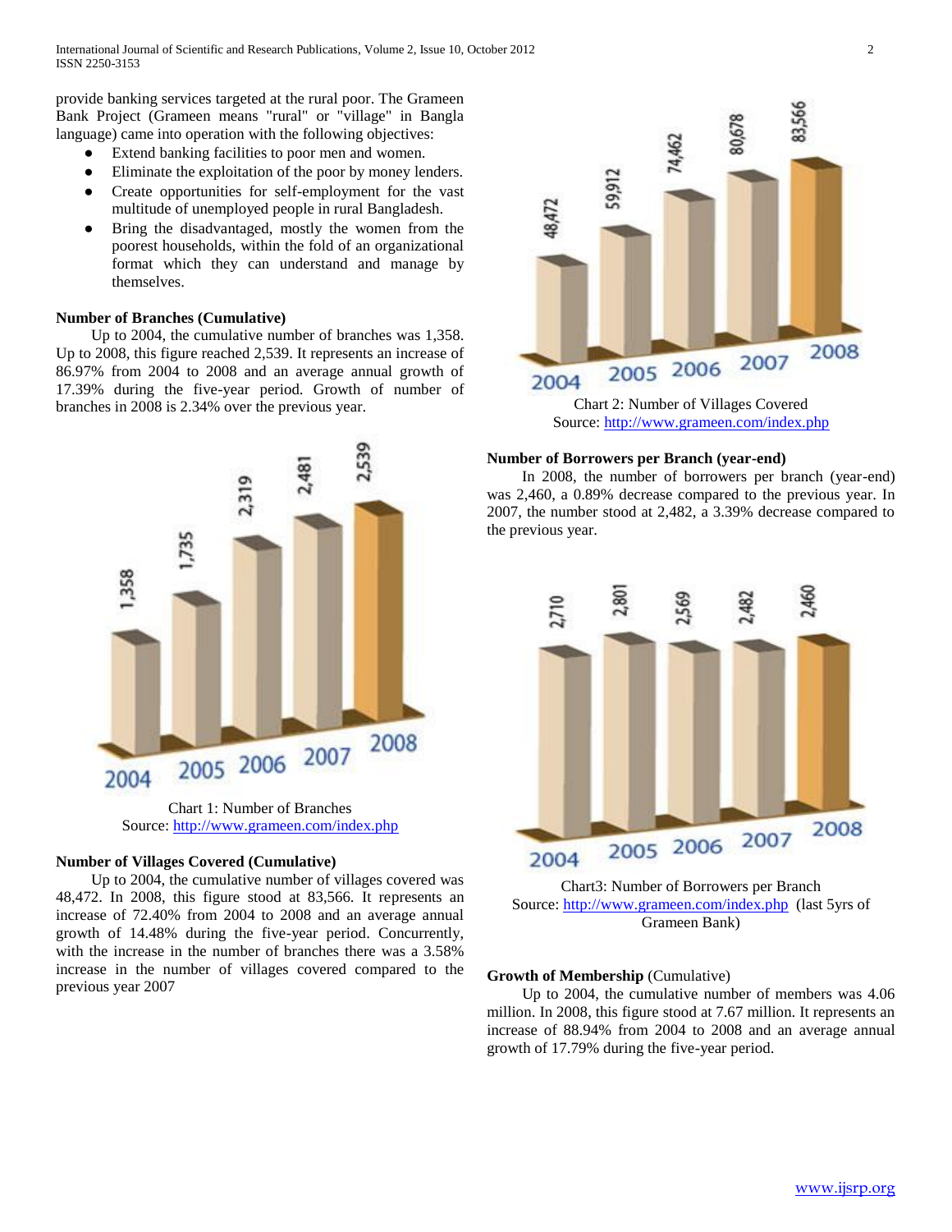provide banking services targeted at the rural poor. The Grameen Bank Project (Grameen means "rural" or "village" in Bangla language) came into operation with the following objectives:

- Extend banking facilities to poor men and women.
- Eliminate the exploitation of the poor by money lenders.
- Create opportunities for self-employment for the vast multitude of unemployed people in rural Bangladesh.
- Bring the disadvantaged, mostly the women from the poorest households, within the fold of an organizational format which they can understand and manage by themselves.

**Number of Branches (Cumulative)**

Up to 2004, the cumulative number of branches was 1,358. Up to 2008, this figure reached 2,539. It represents an increase of 86.97% from 2004 to 2008 and an average annual growth of 17.39% during the five-year period. Growth of number of branches in 2008 is 2.34% over the previous year.

| Year | 2004 | 2005 | 2006 | 2007 | 2008 |
|---|---|---|---|---|---|
| Number of Branches | 1,358 | 1,735 | 2,319 | 2,481 | 2,539 |

Chart 1: Number of Branches
Source: http://www.grameen.com/index.php

**Number of Villages Covered (Cumulative)**

Up to 2004, the cumulative number of villages covered was 48,472. In 2008, this figure stood at 83,566. It represents an increase of 72.40% from 2004 to 2008 and an average annual growth of 14.48% during the five-year period. Concurrently, with the increase in the number of branches there was a 3.58% increase in the number of villages covered compared to the previous year 2007

| Year | 2004 | 2005 | 2006 | 2007 | 2008 |
|---|---|---|---|---|---|
| Number of Villages Covered | 48,472 | 59,912 | 74,462 | 80,678 | 83,566 |

Chart 2: Number of Villages Covered
Source: http://www.grameen.com/index.php

**Number of Borrowers per Branch (year-end)**

In 2008, the number of borrowers per branch (year-end) was 2,460, a 0.89% decrease compared to the previous year. In 2007, the number stood at 2,482, a 3.39% decrease compared to the previous year.

| Year | 2004 | 2005 | 2006 | 2007 | 2008 |
|---|---|---|---|---|---|
| Number of Borrowers per Branch | 2,710 | 2,801 | 2,569 | 2,482 | 2,460 |

Chart3: Number of Borrowers per Branch
Source: http://www.grameen.com/index.php (last 5yrs of Grameen Bank)

**Growth of Membership** (Cumulative)

Up to 2004, the cumulative number of members was 4.06 million. In 2008, this figure stood at 7.67 million. It represents an increase of 88.94% from 2004 to 2008 and an average annual growth of 17.79% during the five-year period.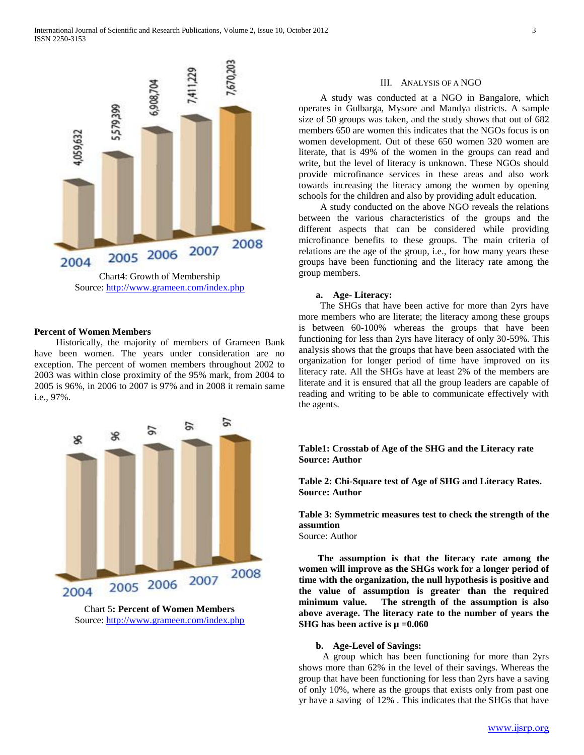Chart4: Growth of Membership
Source: http://www.grameen.com/index.php

**Percent of Women Members**

Historically, the majority of members of Grameen Bank have been women. The years under consideration are no exception. The percent of women members throughout 2002 to 2003 was within close proximity of the 95% mark, from 2004 to 2005 is 96%, in 2006 to 2007 is 97% and in 2008 it remain same i.e., 97%.

Chart 5**: Percent of Women Members**
Source: http://www.grameen.com/index.php

## III. Analysis of a NGO

A study was conducted at a NGO in Bangalore, which operates in Gulbarga, Mysore and Mandya districts. A sample size of 50 groups was taken, and the study shows that out of 682 members 650 are women this indicates that the NGOs focus is on women development. Out of these 650 women 320 women are literate, that is 49% of the women in the groups can read and write, but the level of literacy is unknown. These NGOs should provide microfinance services in these areas and also work towards increasing the literacy among the women by opening schools for the children and also by providing adult education.

A study conducted on the above NGO reveals the relations between the various characteristics of the groups and the different aspects that can be considered while providing microfinance benefits to these groups. The main criteria of relations are the age of the group, i.e., for how many years these groups have been functioning and the literacy rate among the group members.

### a. Age- Literacy:

The SHGs that have been active for more than 2yrs have more members who are literate; the literacy among these groups is between 60-100% whereas the groups that have been functioning for less than 2yrs have literacy of only 30-59%. This analysis shows that the groups that have been associated with the organization for longer period of time have improved on its literacy rate. All the SHGs have at least 2% of the members are literate and it is ensured that all the group leaders are capable of reading and writing to be able to communicate effectively with the agents.

**Table1: Crosstab of Age of the SHG and the Literacy rate**
**Source: Author**

**Table 2: Chi-Square test of Age of SHG and Literacy Rates.**
**Source: Author**

**Table 3: Symmetric measures test to check the strength of the assumtion**
Source: Author

**The assumption is that the literacy rate among the women will improve as the SHGs work for a longer period of time with the organization, the null hypothesis is positive and the value of assumption is greater than the required minimum value. The strength of the assumption is also above average. The literacy rate to the number of years the SHG has been active is μ =0.060**

### b. Age-Level of Savings:

A group which has been functioning for more than 2yrs shows more than 62% in the level of their savings. Whereas the group that have been functioning for less than 2yrs have a saving of only 10%, where as the groups that exists only from past one yr have a saving of 12% . This indicates that the SHGs that have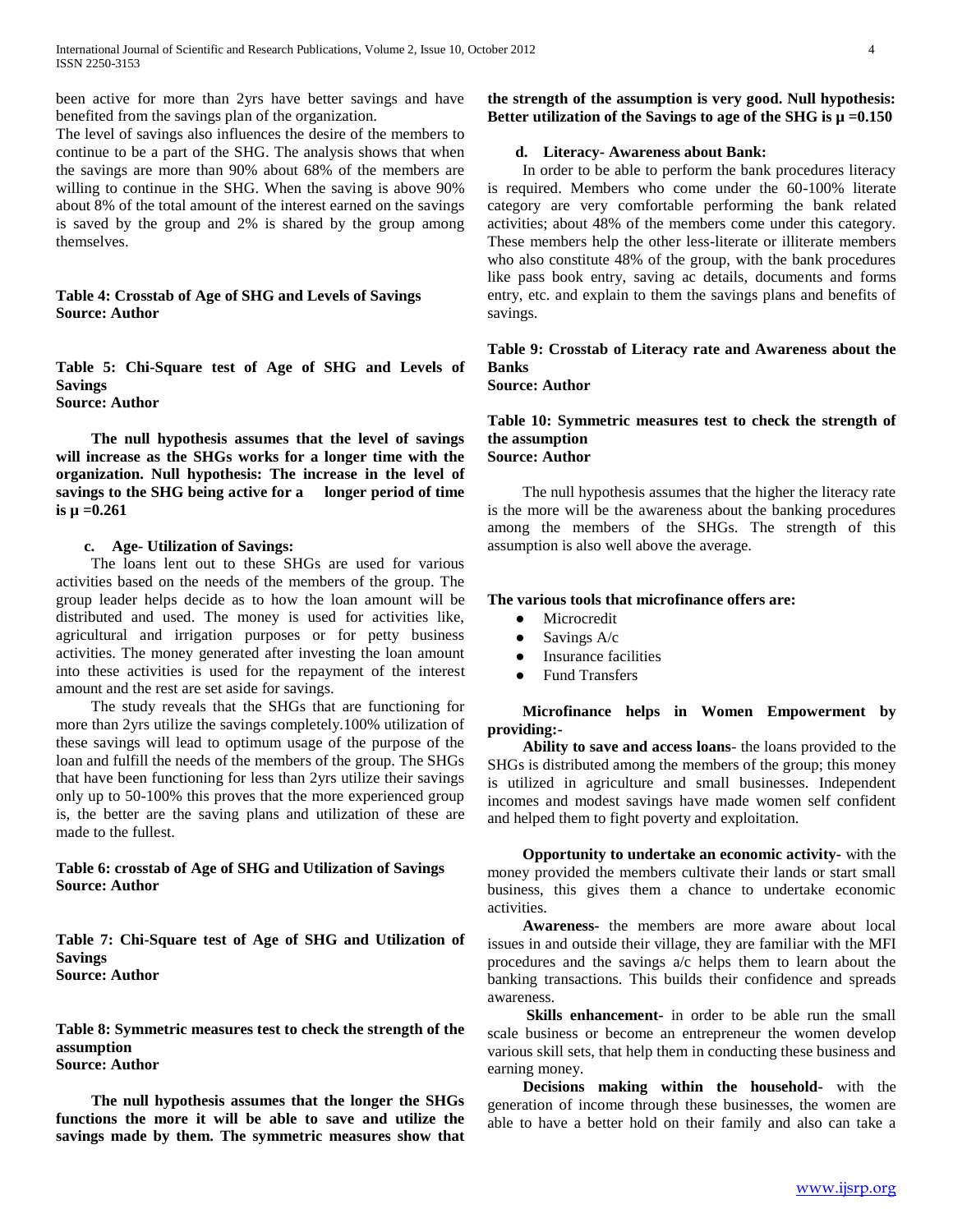been active for more than 2yrs have better savings and have benefited from the savings plan of the organization.

The level of savings also influences the desire of the members to continue to be a part of the SHG. The analysis shows that when the savings are more than 90% about 68% of the members are willing to continue in the SHG. When the saving is above 90% about 8% of the total amount of the interest earned on the savings is saved by the group and 2% is shared by the group among themselves.

**Table 4: Crosstab of Age of SHG and Levels of Savings**
**Source: Author**

**Table 5: Chi-Square test of Age of SHG and Levels of Savings**
**Source: Author**

**The null hypothesis assumes that the level of savings will increase as the SHGs works for a longer time with the organization. Null hypothesis: The increase in the level of savings to the SHG being active for a longer period of time is μ =0.261**

#### c. Age- Utilization of Savings:

The loans lent out to these SHGs are used for various activities based on the needs of the members of the group. The group leader helps decide as to how the loan amount will be distributed and used. The money is used for activities like, agricultural and irrigation purposes or for petty business activities. The money generated after investing the loan amount into these activities is used for the repayment of the interest amount and the rest are set aside for savings.

The study reveals that the SHGs that are functioning for more than 2yrs utilize the savings completely.100% utilization of these savings will lead to optimum usage of the purpose of the loan and fulfill the needs of the members of the group. The SHGs that have been functioning for less than 2yrs utilize their savings only up to 50-100% this proves that the more experienced group is, the better are the saving plans and utilization of these are made to the fullest.

**Table 6: crosstab of Age of SHG and Utilization of Savings**
**Source: Author**

**Table 7: Chi-Square test of Age of SHG and Utilization of Savings**
**Source: Author**

**Table 8: Symmetric measures test to check the strength of the assumption**
**Source: Author**

**The null hypothesis assumes that the longer the SHGs functions the more it will be able to save and utilize the savings made by them. The symmetric measures show that the strength of the assumption is very good. Null hypothesis: Better utilization of the Savings to age of the SHG is μ =0.150**

#### d. Literacy- Awareness about Bank:

In order to be able to perform the bank procedures literacy is required. Members who come under the 60-100% literate category are very comfortable performing the bank related activities; about 48% of the members come under this category. These members help the other less-literate or illiterate members who also constitute 48% of the group, with the bank procedures like pass book entry, saving ac details, documents and forms entry, etc. and explain to them the savings plans and benefits of savings.

**Table 9: Crosstab of Literacy rate and Awareness about the Banks**
**Source: Author**

**Table 10: Symmetric measures test to check the strength of the assumption**
**Source: Author**

The null hypothesis assumes that the higher the literacy rate is the more will be the awareness about the banking procedures among the members of the SHGs. The strength of this assumption is also well above the average.

**The various tools that microfinance offers are:**

- Microcredit
- Savings A/c
- Insurance facilities
- Fund Transfers

**Microfinance helps in Women Empowerment by providing:-**

**Ability to save and access loans**- the loans provided to the SHGs is distributed among the members of the group; this money is utilized in agriculture and small businesses. Independent incomes and modest savings have made women self confident and helped them to fight poverty and exploitation.

**Opportunity to undertake an economic activity**- with the money provided the members cultivate their lands or start small business, this gives them a chance to undertake economic activities.

**Awareness-** the members are more aware about local issues in and outside their village, they are familiar with the MFI procedures and the savings a/c helps them to learn about the banking transactions. This builds their confidence and spreads awareness.

**Skills enhancement-** in order to be able run the small scale business or become an entrepreneur the women develop various skill sets, that help them in conducting these business and earning money.

**Decisions making within the household-** with the generation of income through these businesses, the women are able to have a better hold on their family and also can take a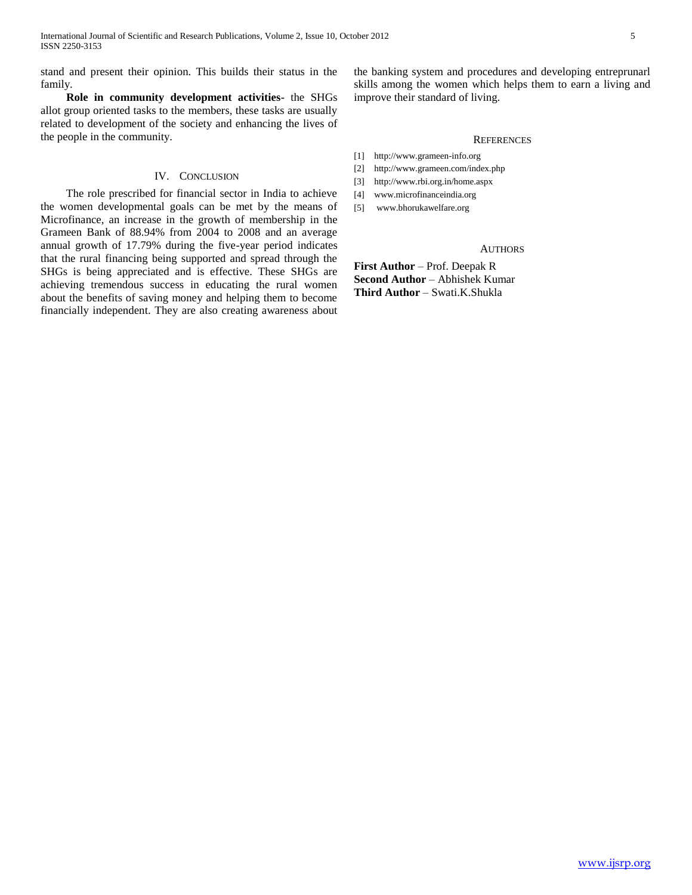stand and present their opinion. This builds their status in the family.

**Role in community development activities-** the SHGs allot group oriented tasks to the members, these tasks are usually related to development of the society and enhancing the lives of the people in the community.

## IV. Conclusion

The role prescribed for financial sector in India to achieve the women developmental goals can be met by the means of Microfinance, an increase in the growth of membership in the Grameen Bank of 88.94% from 2004 to 2008 and an average annual growth of 17.79% during the five-year period indicates that the rural financing being supported and spread through the SHGs is being appreciated and is effective. These SHGs are achieving tremendous success in educating the rural women about the benefits of saving money and helping them to become financially independent. They are also creating awareness about the banking system and procedures and developing entreprunarl skills among the women which helps them to earn a living and improve their standard of living.

## References

[1] http://www.grameen-info.org

[2] http://www.grameen.com/index.php

[3] http://www.rbi.org.in/home.aspx

[4] www.microfinanceindia.org

[5] www.bhorukawelfare.org

## Authors

**First Author** – Prof. Deepak R

**Second Author** – Abhishek Kumar

**Third Author** – Swati.K.Shukla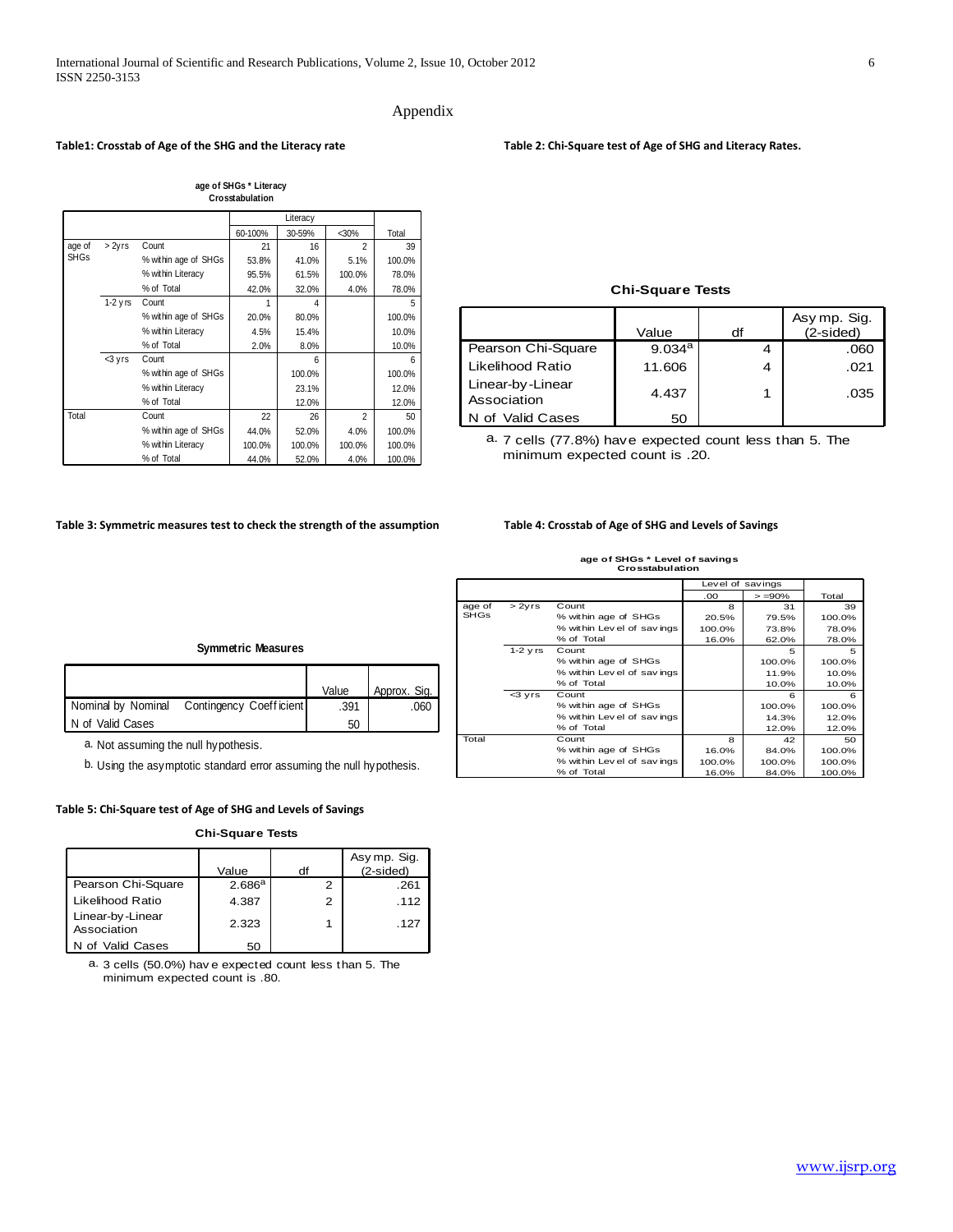# Appendix

**Table1: Crosstab of Age of the SHG and the Literacy rate**

**age of SHGs * Literacy Crosstabulation**

| | | | Literacy | | | Total |
|---|---|---|---|---|---|---|
| | | | 60-100% | 30-59% | <30% | |
| age of SHGs | > 2yrs | Count | 21 | 16 | 2 | 39 |
| | | % within age of SHGs | 53.8% | 41.0% | 5.1% | 100.0% |
| | | % within Literacy | 95.5% | 61.5% | 100.0% | 78.0% |
| | | % of Total | 42.0% | 32.0% | 4.0% | 78.0% |
| | 1-2 yrs | Count | 1 | 4 | | 5 |
| | | % within age of SHGs | 20.0% | 80.0% | | 100.0% |
| | | % within Literacy | 4.5% | 15.4% | | 10.0% |
| | | % of Total | 2.0% | 8.0% | | 10.0% |
| | <3 yrs | Count | | 6 | | 6 |
| | | % within age of SHGs | | 100.0% | | 100.0% |
| | | % within Literacy | | 23.1% | | 12.0% |
| | | % of Total | | 12.0% | | 12.0% |
| Total | | Count | 22 | 26 | 2 | 50 |
| | | % within age of SHGs | 44.0% | 52.0% | 4.0% | 100.0% |
| | | % within Literacy | 100.0% | 100.0% | 100.0% | 100.0% |
| | | % of Total | 44.0% | 52.0% | 4.0% | 100.0% |

**Table 2: Chi-Square test of Age of SHG and Literacy Rates.**

**Chi-Square Tests**

| | Value | df | Asymp. Sig. (2-sided) |
|---|---|---|---|
| Pearson Chi-Square | 9.034[a] | 4 | .060 |
| Likelihood Ratio | 11.606 | 4 | .021 |
| Linear-by-Linear Association | 4.437 | 1 | .035 |
| N of Valid Cases | 50 | | |

a. 7 cells (77.8%) have expected count less than 5. The minimum expected count is .20.

**Table 3: Symmetric measures test to check the strength of the assumption**

**Symmetric Measures**

| | | Value | Approx. Sig. |
|---|---|---|---|
| Nominal by Nominal | Contingency Coefficient | .391 | .060 |
| N of Valid Cases | | 50 | |

a. Not assuming the null hypothesis.

b. Using the asymptotic standard error assuming the null hypothesis.

**Table 4: Crosstab of Age of SHG and Levels of Savings**

**age of SHGs * Level of savings Crosstabulation**

| | | | Level of savings | | Total |
|---|---|---|---|---|---|
| | | | .00 | > =90% | |
| age of SHGs | > 2yrs | Count | 8 | 31 | 39 |
| | | % within age of SHGs | 20.5% | 79.5% | 100.0% |
| | | % within Level of savings | 100.0% | 73.8% | 78.0% |
| | | % of Total | 16.0% | 62.0% | 78.0% |
| | 1-2 yrs | Count | | 5 | 5 |
| | | % within age of SHGs | | 100.0% | 100.0% |
| | | % within Level of savings | | 11.9% | 10.0% |
| | | % of Total | | 10.0% | 10.0% |
| | <3 yrs | Count | | 6 | 6 |
| | | % within age of SHGs | | 100.0% | 100.0% |
| | | % within Level of savings | | 14.3% | 12.0% |
| | | % of Total | | 12.0% | 12.0% |
| Total | | Count | 8 | 42 | 50 |
| | | % within age of SHGs | 16.0% | 84.0% | 100.0% |
| | | % within Level of savings | 100.0% | 100.0% | 100.0% |
| | | % of Total | 16.0% | 84.0% | 100.0% |

**Table 5: Chi-Square test of Age of SHG and Levels of Savings**

**Chi-Square Tests**

| | Value | df | Asymp. Sig. (2-sided) |
|---|---|---|---|
| Pearson Chi-Square | 2.686[a] | 2 | .261 |
| Likelihood Ratio | 4.387 | 2 | .112 |
| Linear-by-Linear Association | 2.323 | 1 | .127 |
| N of Valid Cases | 50 | | |

a. 3 cells (50.0%) have expected count less than 5. The minimum expected count is .80.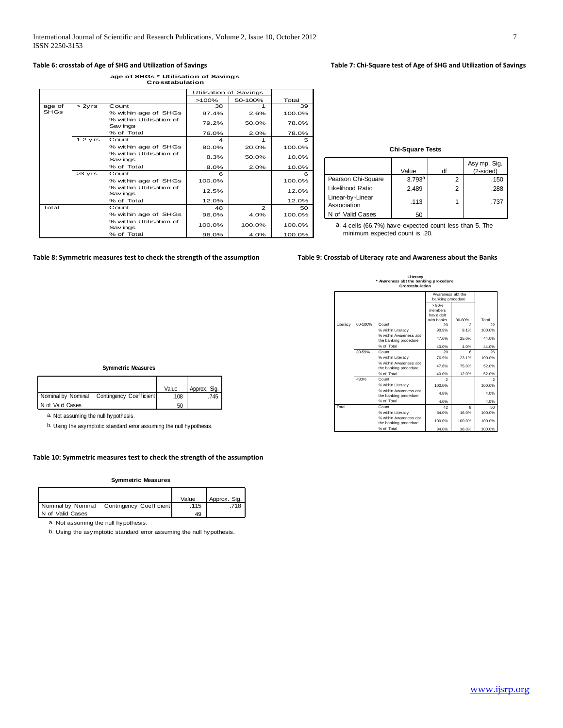**Table 6: crosstab of Age of SHG and Utilization of Savings**

**age of SHGs * Utilisation of Savings Crosstabulation**

| | | | Utilisation of Savings | | |
|---|---|---|---|---|---|
| | | | >100% | 50-100% | Total |
| age of SHGs | > 2yrs | Count | 38 | 1 | 39 |
| | | % within age of SHGs | 97.4% | 2.6% | 100.0% |
| | | % within Utilisation of Savings | 79.2% | 50.0% | 78.0% |
| | | % of Total | 76.0% | 2.0% | 78.0% |
| | 1-2 yrs | Count | 4 | 1 | 5 |
| | | % within age of SHGs | 80.0% | 20.0% | 100.0% |
| | | % within Utilisation of Savings | 8.3% | 50.0% | 10.0% |
| | | % of Total | 8.0% | 2.0% | 10.0% |
| | >3 yrs | Count | 6 | | 6 |
| | | % within age of SHGs | 100.0% | | 100.0% |
| | | % within Utilisation of Savings | 12.5% | | 12.0% |
| | | % of Total | 12.0% | | 12.0% |
| Total | | Count | 48 | 2 | 50 |
| | | % within age of SHGs | 96.0% | 4.0% | 100.0% |
| | | % within Utilisation of Savings | 100.0% | 100.0% | 100.0% |
| | | % of Total | 96.0% | 4.0% | 100.0% |

**Table 7: Chi-Square test of Age of SHG and Utilization of Savings**

**Chi-Square Tests**

| | Value | df | Asymp. Sig. (2-sided) |
|---|---|---|---|
| Pearson Chi-Square | 3.793[a] | 2 | .150 |
| Likelihood Ratio | 2.489 | 2 | .288 |
| Linear-by-Linear Association | .113 | 1 | .737 |
| N of Valid Cases | 50 | | |

a. 4 cells (66.7%) have expected count less than 5. The minimum expected count is .20.

**Table 8: Symmetric measures test to check the strength of the assumption**

**Symmetric Measures**

| | | Value | Approx. Sig. |
|---|---|---|---|
| Nominal by Nominal | Contingency Coefficient | .108 | .745 |
| N of Valid Cases | | 50 | |

a. Not assuming the null hypothesis.

b. Using the asymptotic standard error assuming the null hypothesis.

**Table 9: Crosstab of Literacy rate and Awareness about the Banks**

**Literacy * Awareness abt the banking procedure Crosstabulation**

| | | | Awareness abt the banking procedure | | |
|---|---|---|---|---|---|
| | | | > 80% members have delt with banks | 30-80% | Total |
| Literacy | 60-100% | Count | 20 | 2 | 22 |
| | | % within Literacy | 90.9% | 9.1% | 100.0% |
| | | % within Awareness abt the banking procedure | 47.6% | 25.0% | 44.0% |
| | | % of Total | 40.0% | 4.0% | 44.0% |
| | 30-59% | Count | 20 | 6 | 26 |
| | | % within Literacy | 76.9% | 23.1% | 100.0% |
| | | % within Awareness abt the banking procedure | 47.6% | 75.0% | 52.0% |
| | | % of Total | 40.0% | 12.0% | 52.0% |
| | <30% | Count | 2 | | 2 |
| | | % within Literacy | 100.0% | | 100.0% |
| | | % within Awareness abt the banking procedure | 4.8% | | 4.0% |
| | | % of Total | 4.0% | | 4.0% |
| Total | | Count | 42 | 8 | 50 |
| | | % within Literacy | 84.0% | 16.0% | 100.0% |
| | | % within Awareness abt the banking procedure | 100.0% | 100.0% | 100.0% |
| | | % of Total | 84.0% | 16.0% | 100.0% |

**Table 10: Symmetric measures test to check the strength of the assumption**

**Symmetric Measures**

| | | Value | Approx. Sig. |
|---|---|---|---|
| Nominal by Nominal | Contingency Coefficient | .115 | .718 |
| N of Valid Cases | | 49 | |

a. Not assuming the null hypothesis.

b. Using the asymptotic standard error assuming the null hypothesis.